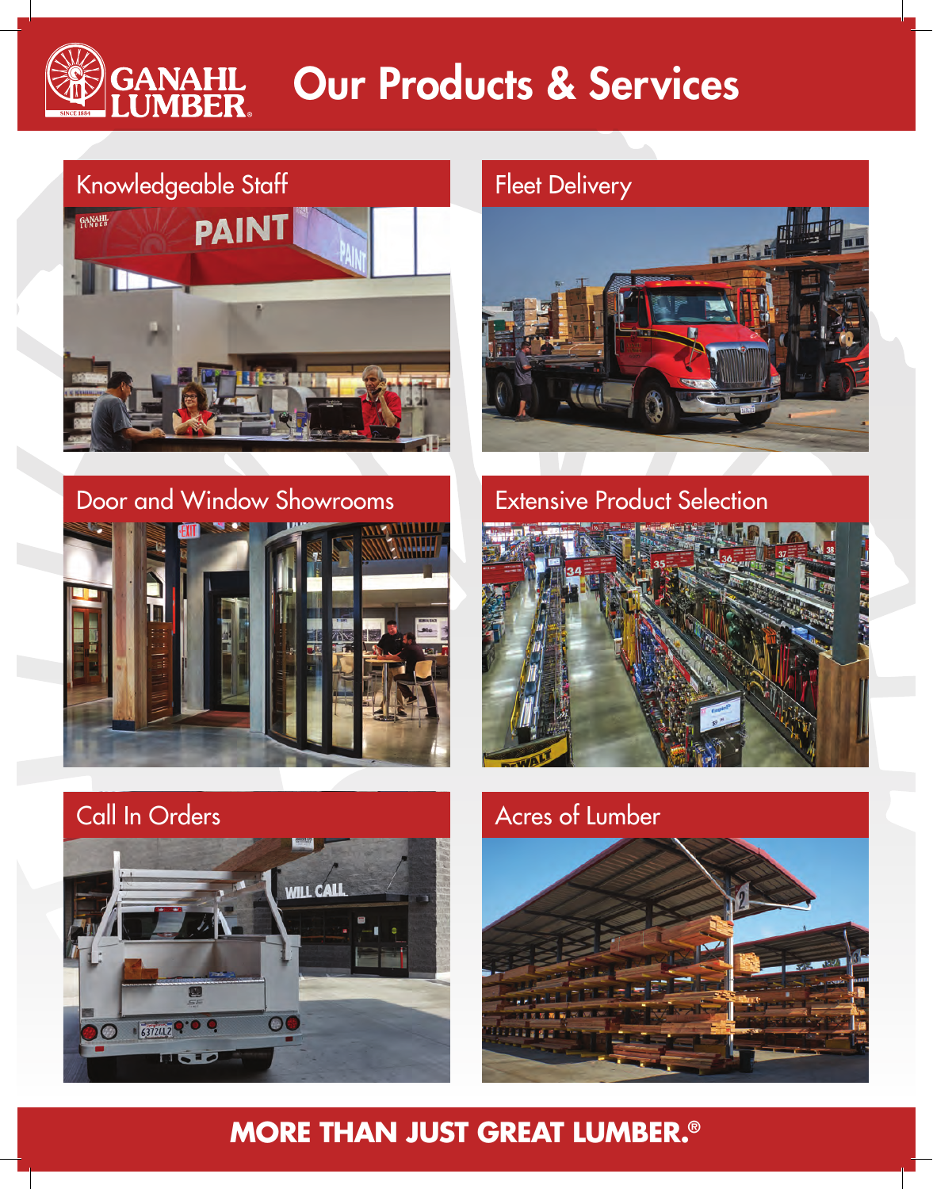# Our Products & Services

GANAHL LUMBER

## Knowledgeable Staff

## Fleet Delivery

## Door and Window Showrooms

## Extensive Product Selection

## Call In Orders

## Acres of Lumber

**MORE THAN JUST GREAT LUMBER.®**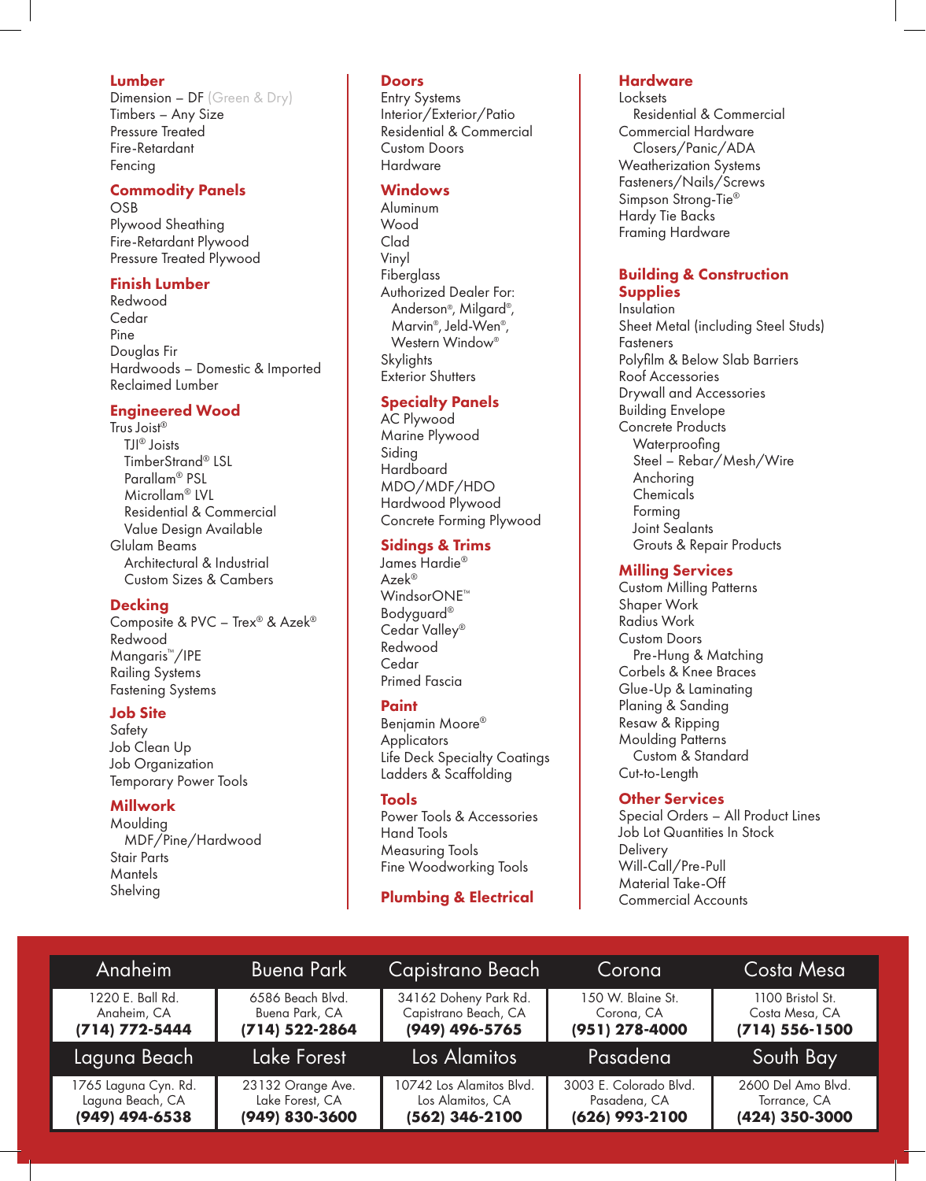## Lumber

Dimension – DF (Green & Dry)
Timbers – Any Size
Pressure Treated
Fire-Retardant
Fencing

## Commodity Panels

OSB
Plywood Sheathing
Fire-Retardant Plywood
Pressure Treated Plywood

## Finish Lumber

Redwood
Cedar
Pine
Douglas Fir
Hardwoods – Domestic & Imported
Reclaimed Lumber

## Engineered Wood

Trus Joist®
- TJI® Joists
- TimberStrand® LSL
- Parallam® PSL
- Microllam® LVL
- Residential & Commercial
- Value Design Available

Glulam Beams
- Architectural & Industrial
- Custom Sizes & Cambers

## Decking

Composite & PVC – Trex® & Azek®
Redwood
Mangaris™/IPE
Railing Systems
Fastening Systems

## Job Site

Safety
Job Clean Up
Job Organization
Temporary Power Tools

## Millwork

Moulding
- MDF/Pine/Hardwood

Stair Parts
Mantels
Shelving

## Doors

Entry Systems
Interior/Exterior/Patio
Residential & Commercial
Custom Doors
Hardware

## Windows

Aluminum
Wood
Clad
Vinyl
Fiberglass
Authorized Dealer For:
- Anderson®, Milgard®, Marvin®, Jeld-Wen®, Western Window®

Skylights
Exterior Shutters

## Specialty Panels

AC Plywood
Marine Plywood
Siding
Hardboard
MDO/MDF/HDO
Hardwood Plywood
Concrete Forming Plywood

## Sidings & Trims

James Hardie®
Azek®
WindsorONE™
Bodyguard®
Cedar Valley®
Redwood
Cedar
Primed Fascia

## Paint

Benjamin Moore®
Applicators
Life Deck Specialty Coatings
Ladders & Scaffolding

## Tools

Power Tools & Accessories
Hand Tools
Measuring Tools
Fine Woodworking Tools

## Plumbing & Electrical

## Hardware

Locksets
- Residential & Commercial

Commercial Hardware
- Closers/Panic/ADA

Weatherization Systems
Fasteners/Nails/Screws
Simpson Strong-Tie®
Hardy Tie Backs
Framing Hardware

## Building & Construction Supplies

Insulation
Sheet Metal (including Steel Studs)
Fasteners
Polyfilm & Below Slab Barriers
Roof Accessories
Drywall and Accessories
Building Envelope
Concrete Products
- Waterproofing
- Steel – Rebar/Mesh/Wire
- Anchoring
- Chemicals
- Forming
- Joint Sealants
- Grouts & Repair Products

## Milling Services

Custom Milling Patterns
Shaper Work
Radius Work
Custom Doors
- Pre-Hung & Matching

Corbels & Knee Braces
Glue-Up & Laminating
Planing & Sanding
Resaw & Ripping
Moulding Patterns
- Custom & Standard

Cut-to-Length

## Other Services

Special Orders – All Product Lines
Job Lot Quantities In Stock
Delivery
Will-Call/Pre-Pull
Material Take-Off
Commercial Accounts

| Anaheim | Buena Park | Capistrano Beach | Corona | Costa Mesa |
|---|---|---|---|---|
| 1220 E. Ball Rd.<br>Anaheim, CA<br>**(714) 772-5444** | 6586 Beach Blvd.<br>Buena Park, CA<br>**(714) 522-2864** | 34162 Doheny Park Rd.<br>Capistrano Beach, CA<br>**(949) 496-5765** | 150 W. Blaine St.<br>Corona, CA<br>**(951) 278-4000** | 1100 Bristol St.<br>Costa Mesa, CA<br>**(714) 556-1500** |
| **Laguna Beach** | **Lake Forest** | **Los Alamitos** | **Pasadena** | **South Bay** |
| 1765 Laguna Cyn. Rd.<br>Laguna Beach, CA<br>**(949) 494-6538** | 23132 Orange Ave.<br>Lake Forest, CA<br>**(949) 830-3600** | 10742 Los Alamitos Blvd.<br>Los Alamitos, CA<br>**(562) 346-2100** | 3003 E. Colorado Blvd.<br>Pasadena, CA<br>**(626) 993-2100** | 2600 Del Amo Blvd.<br>Torrance, CA<br>**(424) 350-3000** |